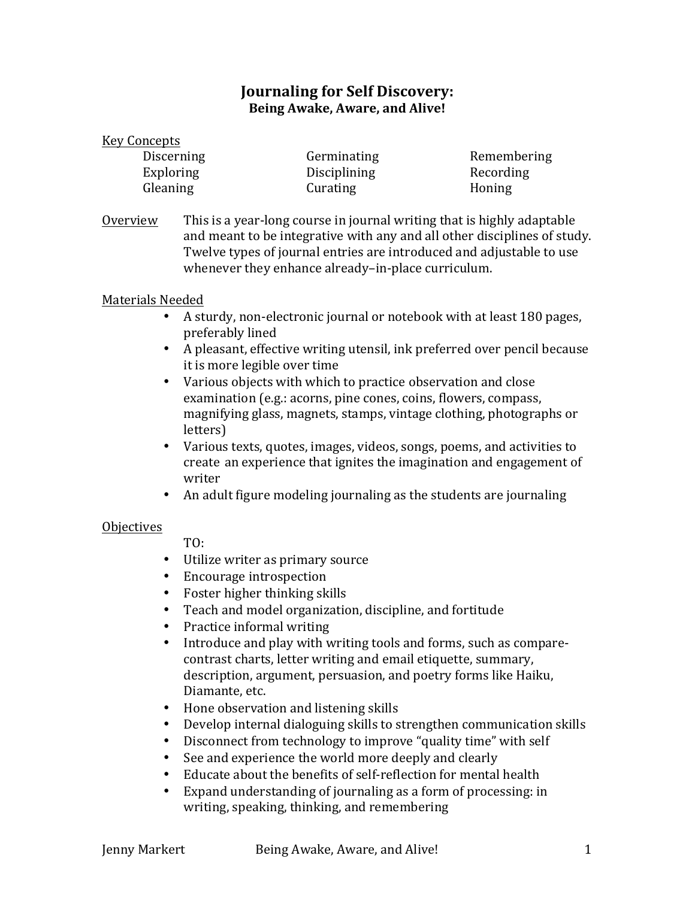# Journaling for Self Discovery:
## Being Awake, Aware, and Alive!

Key Concepts

| | | |
|---|---|---|
| Discerning | Germinating | Remembering |
| Exploring | Disciplining | Recording |
| Gleaning | Curating | Honing |

Overview This is a year-long course in journal writing that is highly adaptable and meant to be integrative with any and all other disciplines of study. Twelve types of journal entries are introduced and adjustable to use whenever they enhance already–in-place curriculum.

Materials Needed

- A sturdy, non-electronic journal or notebook with at least 180 pages, preferably lined
- A pleasant, effective writing utensil, ink preferred over pencil because it is more legible over time
- Various objects with which to practice observation and close examination (e.g.: acorns, pine cones, coins, flowers, compass, magnifying glass, magnets, stamps, vintage clothing, photographs or letters)
- Various texts, quotes, images, videos, songs, poems, and activities to create an experience that ignites the imagination and engagement of writer
- An adult figure modeling journaling as the students are journaling

Objectives

TO:

- Utilize writer as primary source
- Encourage introspection
- Foster higher thinking skills
- Teach and model organization, discipline, and fortitude
- Practice informal writing
- Introduce and play with writing tools and forms, such as compare-contrast charts, letter writing and email etiquette, summary, description, argument, persuasion, and poetry forms like Haiku, Diamante, etc.
- Hone observation and listening skills
- Develop internal dialoguing skills to strengthen communication skills
- Disconnect from technology to improve "quality time" with self
- See and experience the world more deeply and clearly
- Educate about the benefits of self-reflection for mental health
- Expand understanding of journaling as a form of processing: in writing, speaking, thinking, and remembering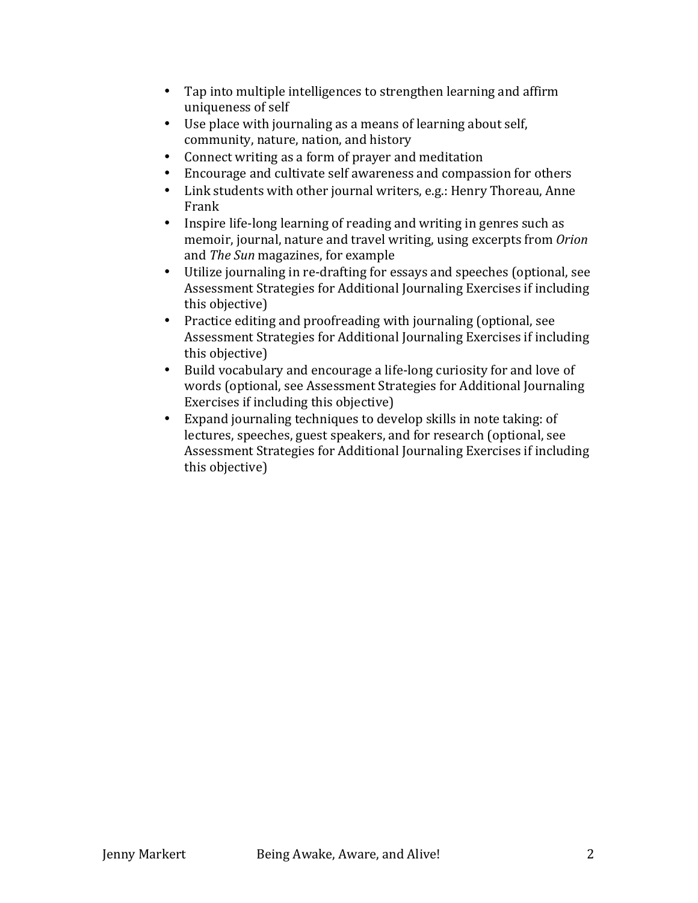- Tap into multiple intelligences to strengthen learning and affirm uniqueness of self
- Use place with journaling as a means of learning about self, community, nature, nation, and history
- Connect writing as a form of prayer and meditation
- Encourage and cultivate self awareness and compassion for others
- Link students with other journal writers, e.g.: Henry Thoreau, Anne Frank
- Inspire life-long learning of reading and writing in genres such as memoir, journal, nature and travel writing, using excerpts from *Orion* and *The Sun* magazines, for example
- Utilize journaling in re-drafting for essays and speeches (optional, see Assessment Strategies for Additional Journaling Exercises if including this objective)
- Practice editing and proofreading with journaling (optional, see Assessment Strategies for Additional Journaling Exercises if including this objective)
- Build vocabulary and encourage a life-long curiosity for and love of words (optional, see Assessment Strategies for Additional Journaling Exercises if including this objective)
- Expand journaling techniques to develop skills in note taking: of lectures, speeches, guest speakers, and for research (optional, see Assessment Strategies for Additional Journaling Exercises if including this objective)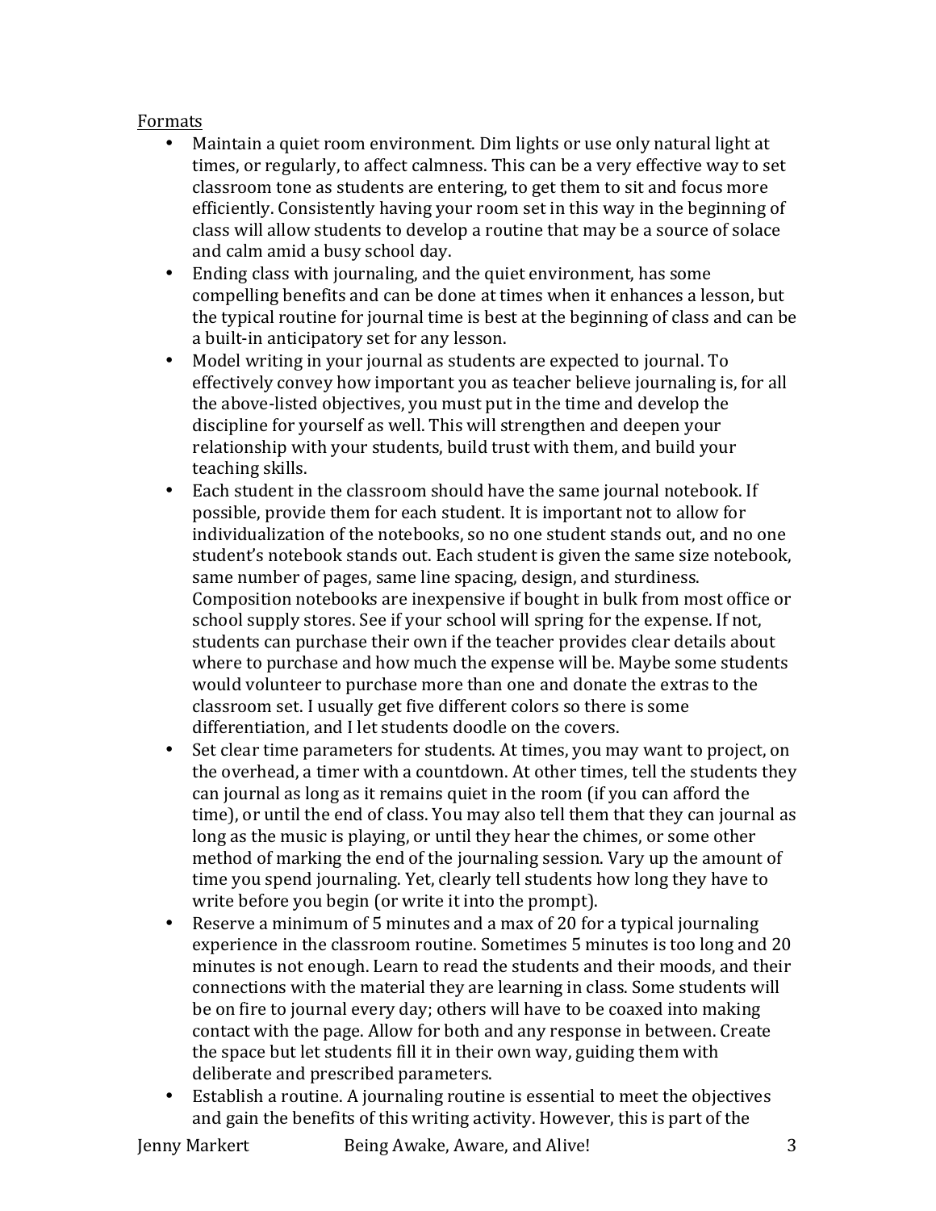Formats

- Maintain a quiet room environment. Dim lights or use only natural light at times, or regularly, to affect calmness. This can be a very effective way to set classroom tone as students are entering, to get them to sit and focus more efficiently. Consistently having your room set in this way in the beginning of class will allow students to develop a routine that may be a source of solace and calm amid a busy school day.
- Ending class with journaling, and the quiet environment, has some compelling benefits and can be done at times when it enhances a lesson, but the typical routine for journal time is best at the beginning of class and can be a built-in anticipatory set for any lesson.
- Model writing in your journal as students are expected to journal. To effectively convey how important you as teacher believe journaling is, for all the above-listed objectives, you must put in the time and develop the discipline for yourself as well. This will strengthen and deepen your relationship with your students, build trust with them, and build your teaching skills.
- Each student in the classroom should have the same journal notebook. If possible, provide them for each student. It is important not to allow for individualization of the notebooks, so no one student stands out, and no one student's notebook stands out. Each student is given the same size notebook, same number of pages, same line spacing, design, and sturdiness. Composition notebooks are inexpensive if bought in bulk from most office or school supply stores. See if your school will spring for the expense. If not, students can purchase their own if the teacher provides clear details about where to purchase and how much the expense will be. Maybe some students would volunteer to purchase more than one and donate the extras to the classroom set. I usually get five different colors so there is some differentiation, and I let students doodle on the covers.
- Set clear time parameters for students. At times, you may want to project, on the overhead, a timer with a countdown. At other times, tell the students they can journal as long as it remains quiet in the room (if you can afford the time), or until the end of class. You may also tell them that they can journal as long as the music is playing, or until they hear the chimes, or some other method of marking the end of the journaling session. Vary up the amount of time you spend journaling. Yet, clearly tell students how long they have to write before you begin (or write it into the prompt).
- Reserve a minimum of 5 minutes and a max of 20 for a typical journaling experience in the classroom routine. Sometimes 5 minutes is too long and 20 minutes is not enough. Learn to read the students and their moods, and their connections with the material they are learning in class. Some students will be on fire to journal every day; others will have to be coaxed into making contact with the page. Allow for both and any response in between. Create the space but let students fill it in their own way, guiding them with deliberate and prescribed parameters.
- Establish a routine. A journaling routine is essential to meet the objectives and gain the benefits of this writing activity. However, this is part of the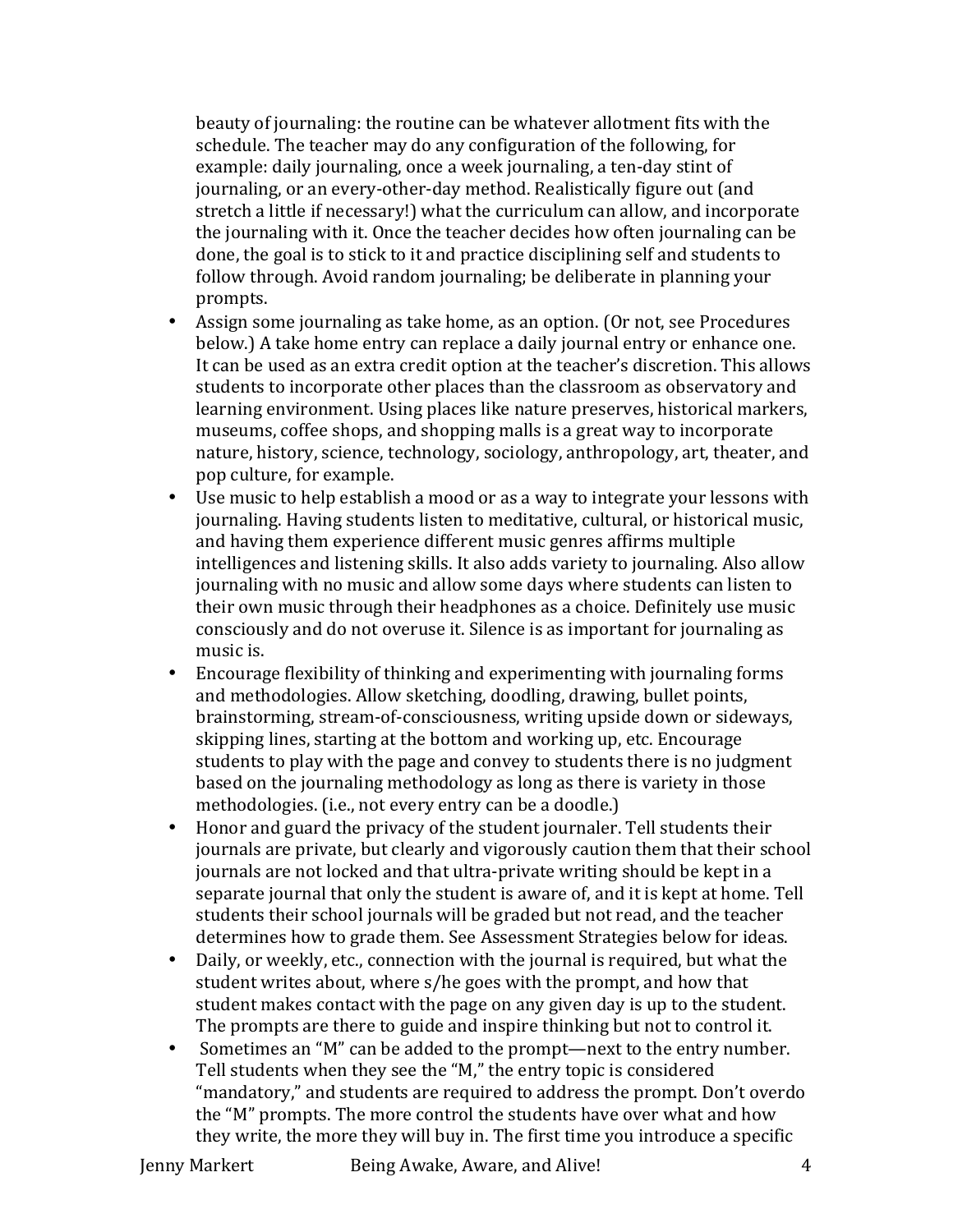beauty of journaling: the routine can be whatever allotment fits with the schedule. The teacher may do any configuration of the following, for example: daily journaling, once a week journaling, a ten-day stint of journaling, or an every-other-day method. Realistically figure out (and stretch a little if necessary!) what the curriculum can allow, and incorporate the journaling with it. Once the teacher decides how often journaling can be done, the goal is to stick to it and practice disciplining self and students to follow through. Avoid random journaling; be deliberate in planning your prompts.

- Assign some journaling as take home, as an option. (Or not, see Procedures below.) A take home entry can replace a daily journal entry or enhance one. It can be used as an extra credit option at the teacher's discretion. This allows students to incorporate other places than the classroom as observatory and learning environment. Using places like nature preserves, historical markers, museums, coffee shops, and shopping malls is a great way to incorporate nature, history, science, technology, sociology, anthropology, art, theater, and pop culture, for example.
- Use music to help establish a mood or as a way to integrate your lessons with journaling. Having students listen to meditative, cultural, or historical music, and having them experience different music genres affirms multiple intelligences and listening skills. It also adds variety to journaling. Also allow journaling with no music and allow some days where students can listen to their own music through their headphones as a choice. Definitely use music consciously and do not overuse it. Silence is as important for journaling as music is.
- Encourage flexibility of thinking and experimenting with journaling forms and methodologies. Allow sketching, doodling, drawing, bullet points, brainstorming, stream-of-consciousness, writing upside down or sideways, skipping lines, starting at the bottom and working up, etc. Encourage students to play with the page and convey to students there is no judgment based on the journaling methodology as long as there is variety in those methodologies. (i.e., not every entry can be a doodle.)
- Honor and guard the privacy of the student journaler. Tell students their journals are private, but clearly and vigorously caution them that their school journals are not locked and that ultra-private writing should be kept in a separate journal that only the student is aware of, and it is kept at home. Tell students their school journals will be graded but not read, and the teacher determines how to grade them. See Assessment Strategies below for ideas.
- Daily, or weekly, etc., connection with the journal is required, but what the student writes about, where s/he goes with the prompt, and how that student makes contact with the page on any given day is up to the student. The prompts are there to guide and inspire thinking but not to control it.
- Sometimes an "M" can be added to the prompt—next to the entry number. Tell students when they see the "M," the entry topic is considered "mandatory," and students are required to address the prompt. Don't overdo the "M" prompts. The more control the students have over what and how they write, the more they will buy in. The first time you introduce a specific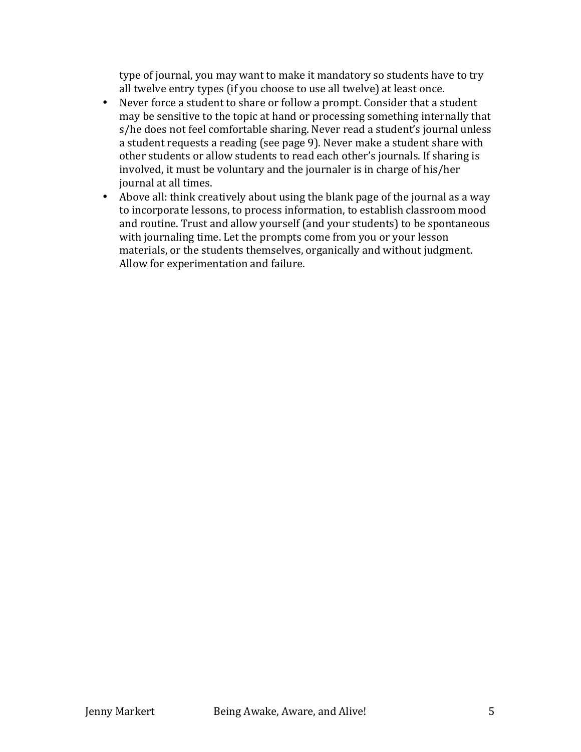type of journal, you may want to make it mandatory so students have to try all twelve entry types (if you choose to use all twelve) at least once.

- Never force a student to share or follow a prompt. Consider that a student may be sensitive to the topic at hand or processing something internally that s/he does not feel comfortable sharing. Never read a student's journal unless a student requests a reading (see page 9). Never make a student share with other students or allow students to read each other's journals. If sharing is involved, it must be voluntary and the journaler is in charge of his/her journal at all times.
- Above all: think creatively about using the blank page of the journal as a way to incorporate lessons, to process information, to establish classroom mood and routine. Trust and allow yourself (and your students) to be spontaneous with journaling time. Let the prompts come from you or your lesson materials, or the students themselves, organically and without judgment. Allow for experimentation and failure.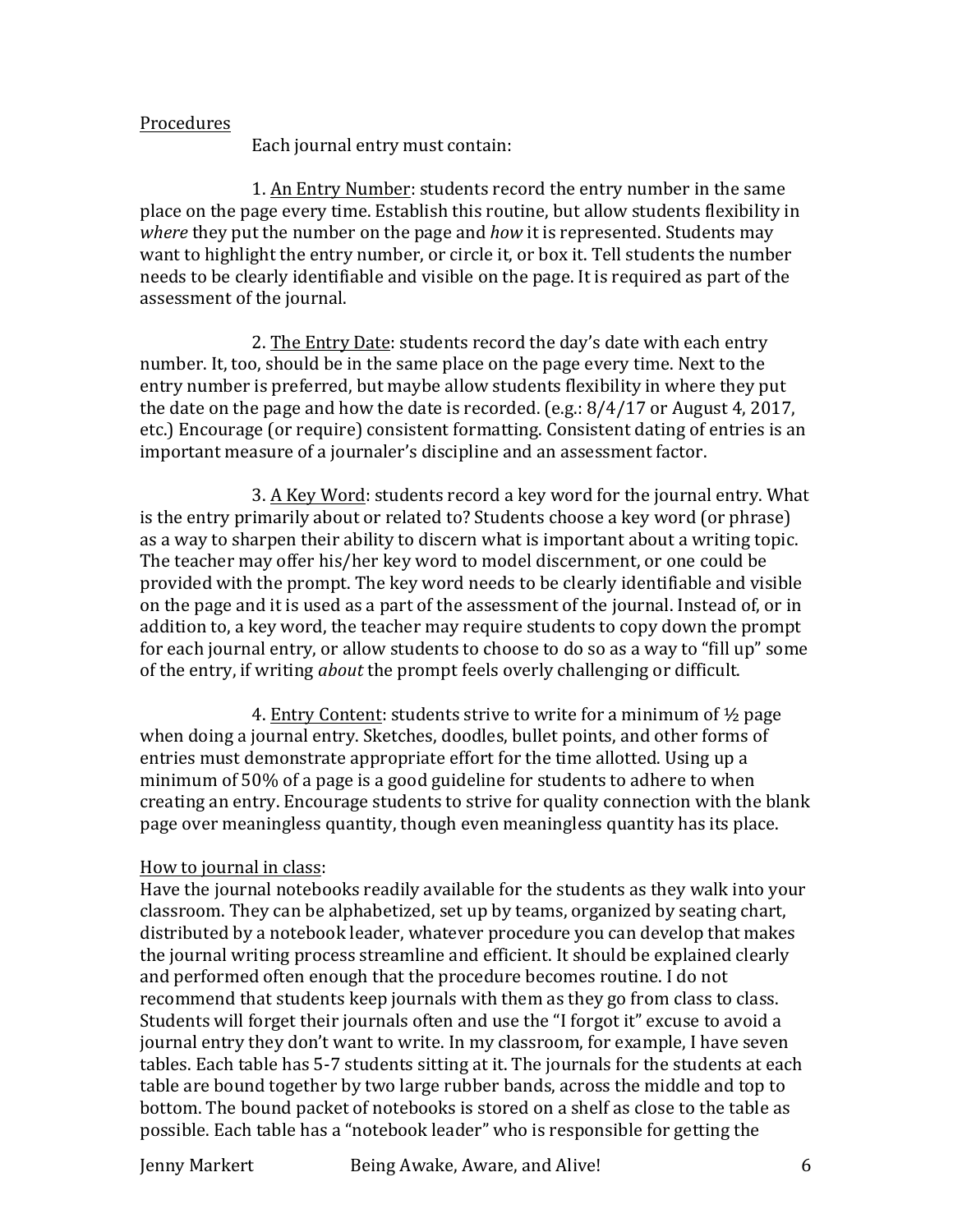<u>Procedures</u>

Each journal entry must contain:

1. <u>An Entry Number</u>: students record the entry number in the same place on the page every time. Establish this routine, but allow students flexibility in *where* they put the number on the page and *how* it is represented. Students may want to highlight the entry number, or circle it, or box it. Tell students the number needs to be clearly identifiable and visible on the page. It is required as part of the assessment of the journal.

2. <u>The Entry Date</u>: students record the day's date with each entry number. It, too, should be in the same place on the page every time. Next to the entry number is preferred, but maybe allow students flexibility in where they put the date on the page and how the date is recorded. (e.g.: 8/4/17 or August 4, 2017, etc.) Encourage (or require) consistent formatting. Consistent dating of entries is an important measure of a journaler's discipline and an assessment factor.

3. <u>A Key Word</u>: students record a key word for the journal entry. What is the entry primarily about or related to? Students choose a key word (or phrase) as a way to sharpen their ability to discern what is important about a writing topic. The teacher may offer his/her key word to model discernment, or one could be provided with the prompt. The key word needs to be clearly identifiable and visible on the page and it is used as a part of the assessment of the journal. Instead of, or in addition to, a key word, the teacher may require students to copy down the prompt for each journal entry, or allow students to choose to do so as a way to "fill up" some of the entry, if writing *about* the prompt feels overly challenging or difficult.

4. <u>Entry Content</u>: students strive to write for a minimum of ½ page when doing a journal entry. Sketches, doodles, bullet points, and other forms of entries must demonstrate appropriate effort for the time allotted. Using up a minimum of 50% of a page is a good guideline for students to adhere to when creating an entry. Encourage students to strive for quality connection with the blank page over meaningless quantity, though even meaningless quantity has its place.

<u>How to journal in class</u>:

Have the journal notebooks readily available for the students as they walk into your classroom. They can be alphabetized, set up by teams, organized by seating chart, distributed by a notebook leader, whatever procedure you can develop that makes the journal writing process streamline and efficient. It should be explained clearly and performed often enough that the procedure becomes routine. I do not recommend that students keep journals with them as they go from class to class. Students will forget their journals often and use the "I forgot it" excuse to avoid a journal entry they don't want to write. In my classroom, for example, I have seven tables. Each table has 5-7 students sitting at it. The journals for the students at each table are bound together by two large rubber bands, across the middle and top to bottom. The bound packet of notebooks is stored on a shelf as close to the table as possible. Each table has a "notebook leader" who is responsible for getting the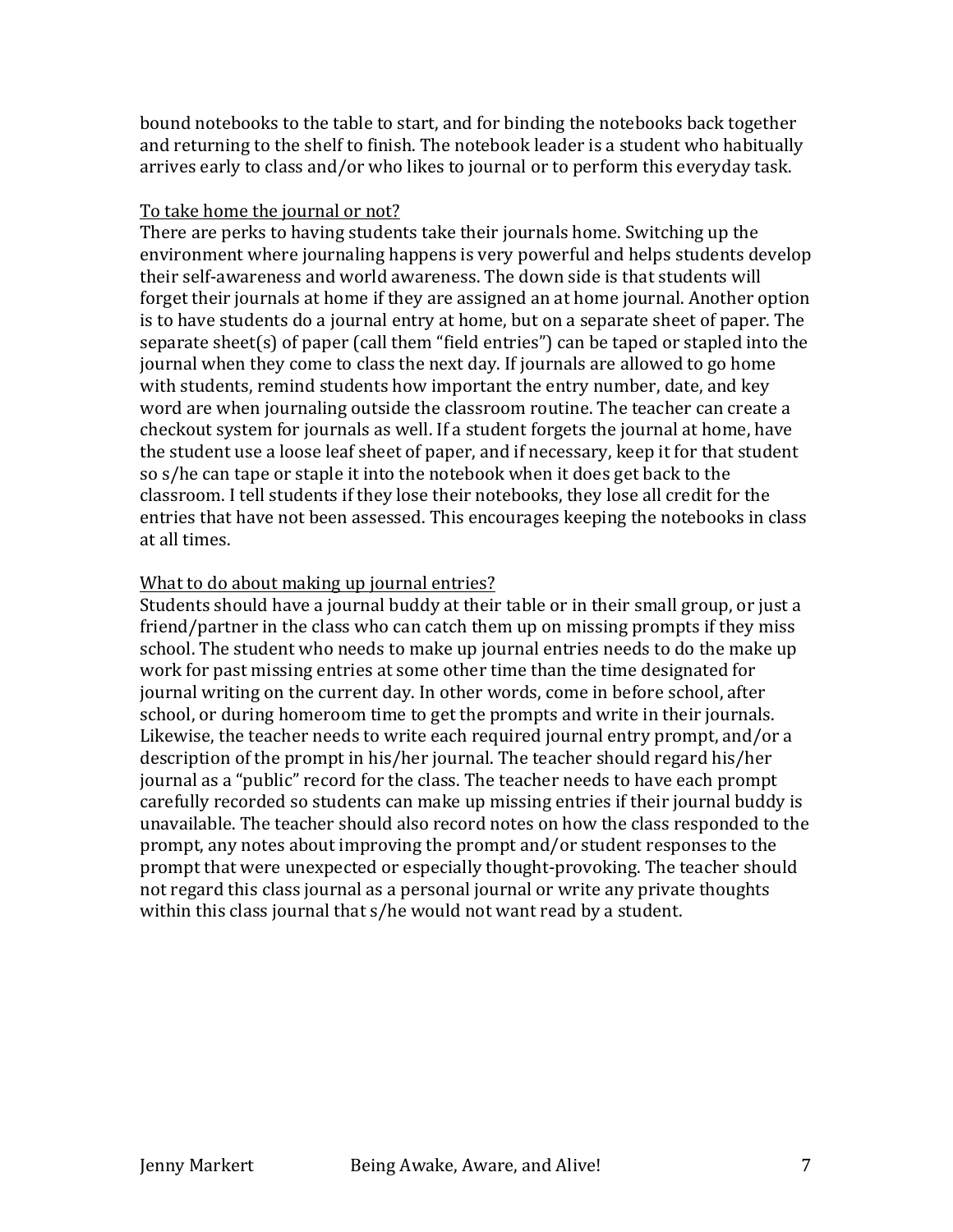bound notebooks to the table to start, and for binding the notebooks back together and returning to the shelf to finish. The notebook leader is a student who habitually arrives early to class and/or who likes to journal or to perform this everyday task.

<u>To take home the journal or not?</u>

There are perks to having students take their journals home. Switching up the environment where journaling happens is very powerful and helps students develop their self-awareness and world awareness. The down side is that students will forget their journals at home if they are assigned an at home journal. Another option is to have students do a journal entry at home, but on a separate sheet of paper. The separate sheet(s) of paper (call them "field entries") can be taped or stapled into the journal when they come to class the next day. If journals are allowed to go home with students, remind students how important the entry number, date, and key word are when journaling outside the classroom routine. The teacher can create a checkout system for journals as well. If a student forgets the journal at home, have the student use a loose leaf sheet of paper, and if necessary, keep it for that student so s/he can tape or staple it into the notebook when it does get back to the classroom. I tell students if they lose their notebooks, they lose all credit for the entries that have not been assessed. This encourages keeping the notebooks in class at all times.

<u>What to do about making up journal entries?</u>

Students should have a journal buddy at their table or in their small group, or just a friend/partner in the class who can catch them up on missing prompts if they miss school. The student who needs to make up journal entries needs to do the make up work for past missing entries at some other time than the time designated for journal writing on the current day. In other words, come in before school, after school, or during homeroom time to get the prompts and write in their journals. Likewise, the teacher needs to write each required journal entry prompt, and/or a description of the prompt in his/her journal. The teacher should regard his/her journal as a "public" record for the class. The teacher needs to have each prompt carefully recorded so students can make up missing entries if their journal buddy is unavailable. The teacher should also record notes on how the class responded to the prompt, any notes about improving the prompt and/or student responses to the prompt that were unexpected or especially thought-provoking. The teacher should not regard this class journal as a personal journal or write any private thoughts within this class journal that s/he would not want read by a student.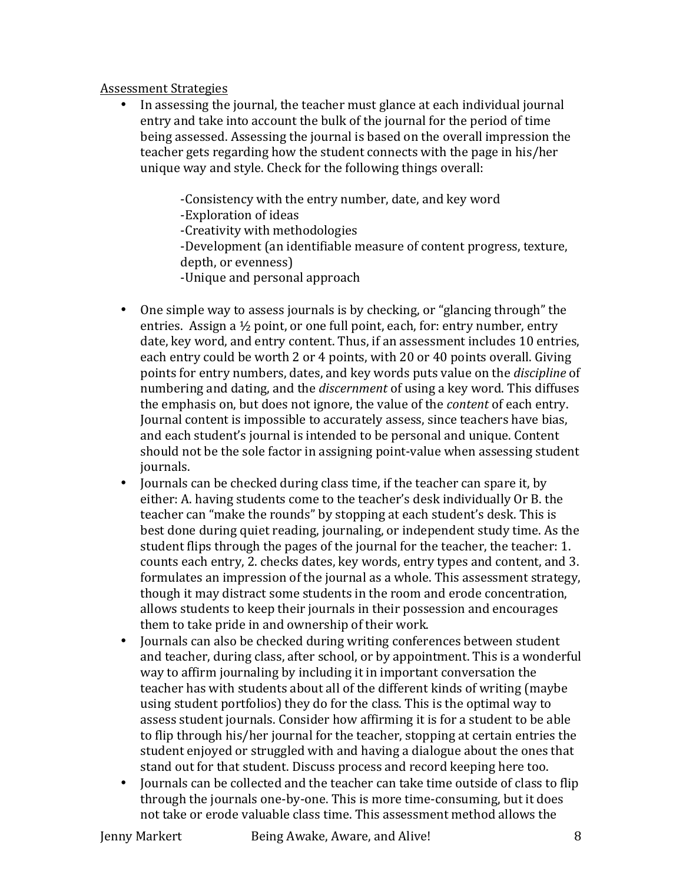<u>Assessment Strategies</u>

- In assessing the journal, the teacher must glance at each individual journal entry and take into account the bulk of the journal for the period of time being assessed. Assessing the journal is based on the overall impression the teacher gets regarding how the student connects with the page in his/her unique way and style. Check for the following things overall:

  -Consistency with the entry number, date, and key word
  -Exploration of ideas
  -Creativity with methodologies
  -Development (an identifiable measure of content progress, texture, depth, or evenness)
  -Unique and personal approach

- One simple way to assess journals is by checking, or "glancing through" the entries. Assign a ½ point, or one full point, each, for: entry number, entry date, key word, and entry content. Thus, if an assessment includes 10 entries, each entry could be worth 2 or 4 points, with 20 or 40 points overall. Giving points for entry numbers, dates, and key words puts value on the *discipline* of numbering and dating, and the *discernment* of using a key word. This diffuses the emphasis on, but does not ignore, the value of the *content* of each entry. Journal content is impossible to accurately assess, since teachers have bias, and each student's journal is intended to be personal and unique. Content should not be the sole factor in assigning point-value when assessing student journals.
- Journals can be checked during class time, if the teacher can spare it, by either: A. having students come to the teacher's desk individually Or B. the teacher can "make the rounds" by stopping at each student's desk. This is best done during quiet reading, journaling, or independent study time. As the student flips through the pages of the journal for the teacher, the teacher: 1. counts each entry, 2. checks dates, key words, entry types and content, and 3. formulates an impression of the journal as a whole. This assessment strategy, though it may distract some students in the room and erode concentration, allows students to keep their journals in their possession and encourages them to take pride in and ownership of their work.
- Journals can also be checked during writing conferences between student and teacher, during class, after school, or by appointment. This is a wonderful way to affirm journaling by including it in important conversation the teacher has with students about all of the different kinds of writing (maybe using student portfolios) they do for the class. This is the optimal way to assess student journals. Consider how affirming it is for a student to be able to flip through his/her journal for the teacher, stopping at certain entries the student enjoyed or struggled with and having a dialogue about the ones that stand out for that student. Discuss process and record keeping here too.
- Journals can be collected and the teacher can take time outside of class to flip through the journals one-by-one. This is more time-consuming, but it does not take or erode valuable class time. This assessment method allows the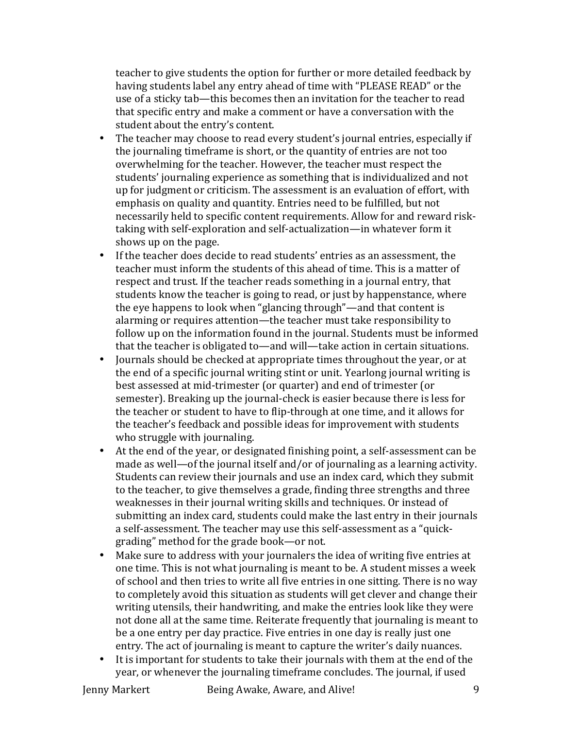teacher to give students the option for further or more detailed feedback by having students label any entry ahead of time with "PLEASE READ" or the use of a sticky tab—this becomes then an invitation for the teacher to read that specific entry and make a comment or have a conversation with the student about the entry's content.

- The teacher may choose to read every student's journal entries, especially if the journaling timeframe is short, or the quantity of entries are not too overwhelming for the teacher. However, the teacher must respect the students' journaling experience as something that is individualized and not up for judgment or criticism. The assessment is an evaluation of effort, with emphasis on quality and quantity. Entries need to be fulfilled, but not necessarily held to specific content requirements. Allow for and reward risk-taking with self-exploration and self-actualization—in whatever form it shows up on the page.
- If the teacher does decide to read students' entries as an assessment, the teacher must inform the students of this ahead of time. This is a matter of respect and trust. If the teacher reads something in a journal entry, that students know the teacher is going to read, or just by happenstance, where the eye happens to look when "glancing through"—and that content is alarming or requires attention—the teacher must take responsibility to follow up on the information found in the journal. Students must be informed that the teacher is obligated to—and will—take action in certain situations.
- Journals should be checked at appropriate times throughout the year, or at the end of a specific journal writing stint or unit. Yearlong journal writing is best assessed at mid-trimester (or quarter) and end of trimester (or semester). Breaking up the journal-check is easier because there is less for the teacher or student to have to flip-through at one time, and it allows for the teacher's feedback and possible ideas for improvement with students who struggle with journaling.
- At the end of the year, or designated finishing point, a self-assessment can be made as well—of the journal itself and/or of journaling as a learning activity. Students can review their journals and use an index card, which they submit to the teacher, to give themselves a grade, finding three strengths and three weaknesses in their journal writing skills and techniques. Or instead of submitting an index card, students could make the last entry in their journals a self-assessment. The teacher may use this self-assessment as a "quick-grading" method for the grade book—or not.
- Make sure to address with your journalers the idea of writing five entries at one time. This is not what journaling is meant to be. A student misses a week of school and then tries to write all five entries in one sitting. There is no way to completely avoid this situation as students will get clever and change their writing utensils, their handwriting, and make the entries look like they were not done all at the same time. Reiterate frequently that journaling is meant to be a one entry per day practice. Five entries in one day is really just one entry. The act of journaling is meant to capture the writer's daily nuances.
- It is important for students to take their journals with them at the end of the year, or whenever the journaling timeframe concludes. The journal, if used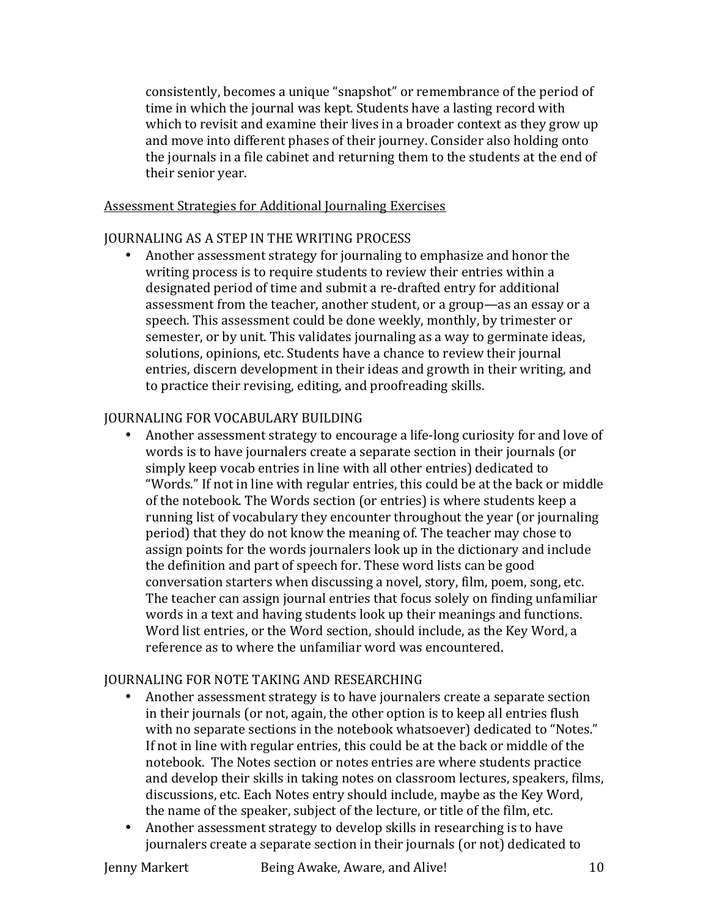consistently, becomes a unique "snapshot" or remembrance of the period of time in which the journal was kept. Students have a lasting record with which to revisit and examine their lives in a broader context as they grow up and move into different phases of their journey. Consider also holding onto the journals in a file cabinet and returning them to the students at the end of their senior year.

<u>Assessment Strategies for Additional Journaling Exercises</u>

JOURNALING AS A STEP IN THE WRITING PROCESS

- Another assessment strategy for journaling to emphasize and honor the writing process is to require students to review their entries within a designated period of time and submit a re-drafted entry for additional assessment from the teacher, another student, or a group—as an essay or a speech. This assessment could be done weekly, monthly, by trimester or semester, or by unit. This validates journaling as a way to germinate ideas, solutions, opinions, etc. Students have a chance to review their journal entries, discern development in their ideas and growth in their writing, and to practice their revising, editing, and proofreading skills.

JOURNALING FOR VOCABULARY BUILDING

- Another assessment strategy to encourage a life-long curiosity for and love of words is to have journalers create a separate section in their journals (or simply keep vocab entries in line with all other entries) dedicated to "Words." If not in line with regular entries, this could be at the back or middle of the notebook. The Words section (or entries) is where students keep a running list of vocabulary they encounter throughout the year (or journaling period) that they do not know the meaning of. The teacher may chose to assign points for the words journalers look up in the dictionary and include the definition and part of speech for. These word lists can be good conversation starters when discussing a novel, story, film, poem, song, etc. The teacher can assign journal entries that focus solely on finding unfamiliar words in a text and having students look up their meanings and functions. Word list entries, or the Word section, should include, as the Key Word, a reference as to where the unfamiliar word was encountered.

JOURNALING FOR NOTE TAKING AND RESEARCHING

- Another assessment strategy is to have journalers create a separate section in their journals (or not, again, the other option is to keep all entries flush with no separate sections in the notebook whatsoever) dedicated to "Notes." If not in line with regular entries, this could be at the back or middle of the notebook. The Notes section or notes entries are where students practice and develop their skills in taking notes on classroom lectures, speakers, films, discussions, etc. Each Notes entry should include, maybe as the Key Word, the name of the speaker, subject of the lecture, or title of the film, etc.
- Another assessment strategy to develop skills in researching is to have journalers create a separate section in their journals (or not) dedicated to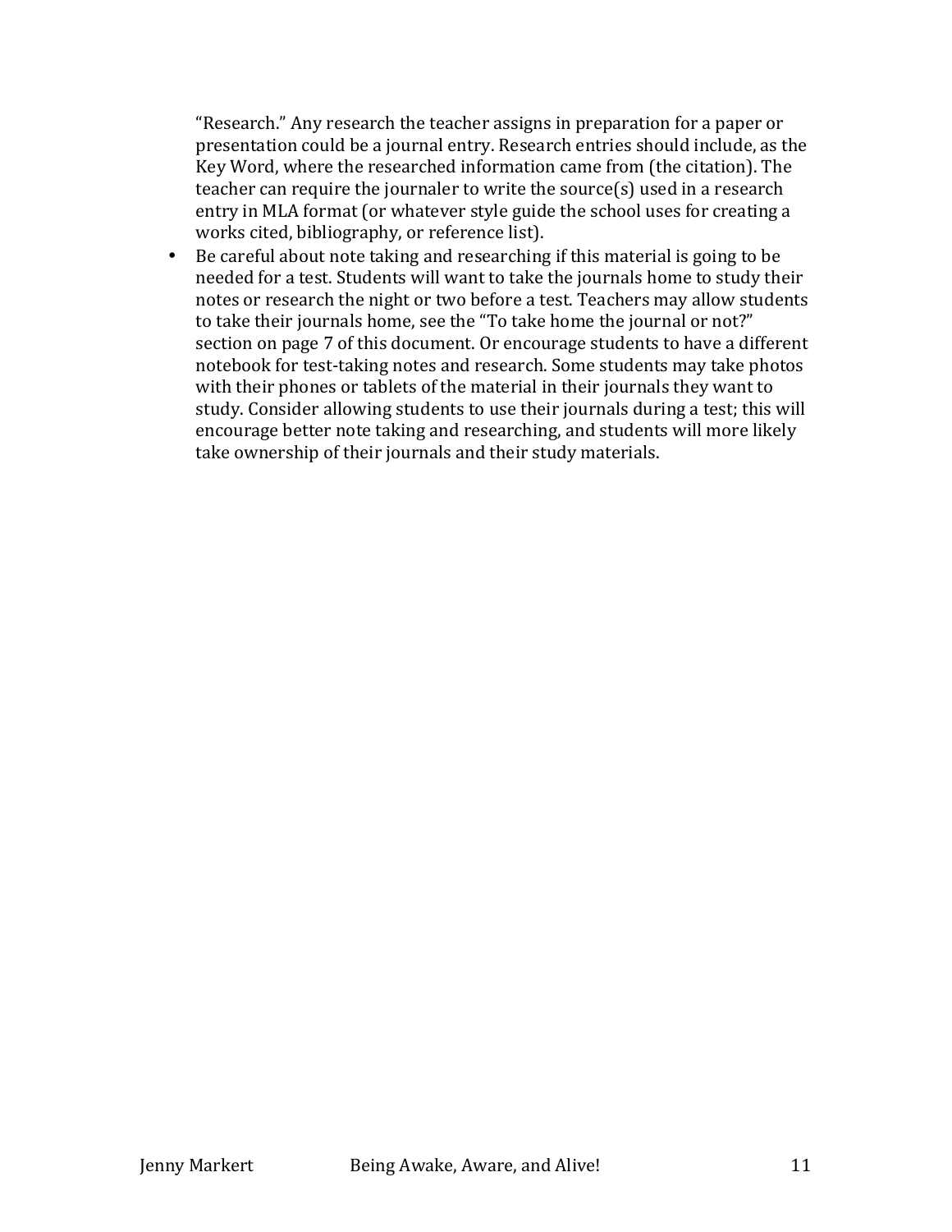"Research." Any research the teacher assigns in preparation for a paper or presentation could be a journal entry. Research entries should include, as the Key Word, where the researched information came from (the citation). The teacher can require the journaler to write the source(s) used in a research entry in MLA format (or whatever style guide the school uses for creating a works cited, bibliography, or reference list).

- Be careful about note taking and researching if this material is going to be needed for a test. Students will want to take the journals home to study their notes or research the night or two before a test. Teachers may allow students to take their journals home, see the "To take home the journal or not?" section on page 7 of this document. Or encourage students to have a different notebook for test-taking notes and research. Some students may take photos with their phones or tablets of the material in their journals they want to study. Consider allowing students to use their journals during a test; this will encourage better note taking and researching, and students will more likely take ownership of their journals and their study materials.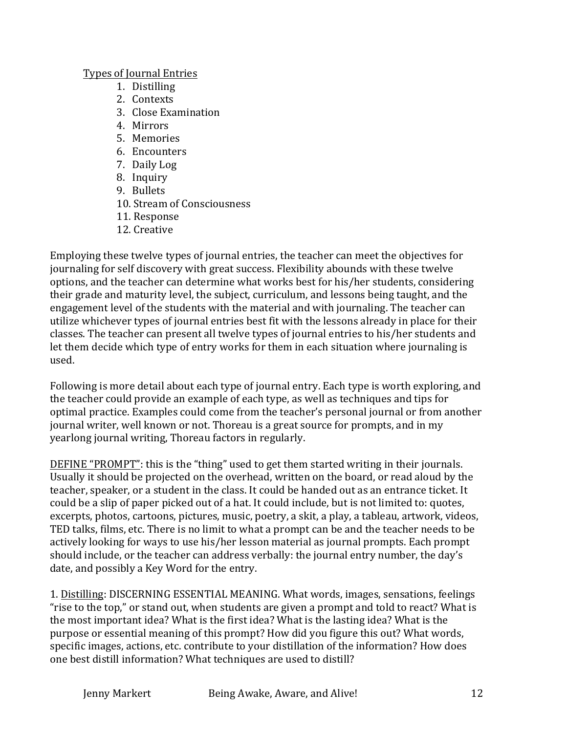<u>Types of Journal Entries</u>

1. Distilling
2. Contexts
3. Close Examination
4. Mirrors
5. Memories
6. Encounters
7. Daily Log
8. Inquiry
9. Bullets
10. Stream of Consciousness
11. Response
12. Creative

Employing these twelve types of journal entries, the teacher can meet the objectives for journaling for self discovery with great success. Flexibility abounds with these twelve options, and the teacher can determine what works best for his/her students, considering their grade and maturity level, the subject, curriculum, and lessons being taught, and the engagement level of the students with the material and with journaling. The teacher can utilize whichever types of journal entries best fit with the lessons already in place for their classes. The teacher can present all twelve types of journal entries to his/her students and let them decide which type of entry works for them in each situation where journaling is used.

Following is more detail about each type of journal entry. Each type is worth exploring, and the teacher could provide an example of each type, as well as techniques and tips for optimal practice. Examples could come from the teacher's personal journal or from another journal writer, well known or not. Thoreau is a great source for prompts, and in my yearlong journal writing, Thoreau factors in regularly.

<u>DEFINE "PROMPT"</u>: this is the "thing" used to get them started writing in their journals. Usually it should be projected on the overhead, written on the board, or read aloud by the teacher, speaker, or a student in the class. It could be handed out as an entrance ticket. It could be a slip of paper picked out of a hat. It could include, but is not limited to: quotes, excerpts, photos, cartoons, pictures, music, poetry, a skit, a play, a tableau, artwork, videos, TED talks, films, etc. There is no limit to what a prompt can be and the teacher needs to be actively looking for ways to use his/her lesson material as journal prompts. Each prompt should include, or the teacher can address verbally: the journal entry number, the day's date, and possibly a Key Word for the entry.

1. <u>Distilling</u>: DISCERNING ESSENTIAL MEANING. What words, images, sensations, feelings "rise to the top," or stand out, when students are given a prompt and told to react? What is the most important idea? What is the first idea? What is the lasting idea? What is the purpose or essential meaning of this prompt? How did you figure this out? What words, specific images, actions, etc. contribute to your distillation of the information? How does one best distill information? What techniques are used to distill?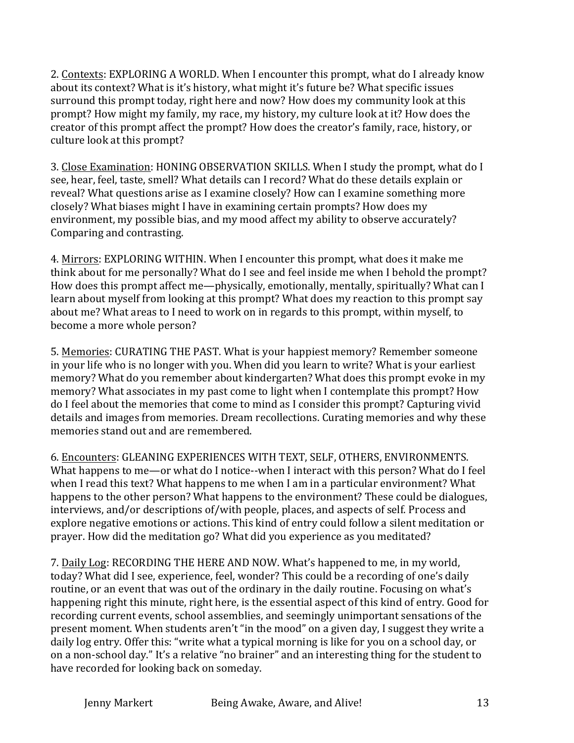2. <u>Contexts</u>: EXPLORING A WORLD. When I encounter this prompt, what do I already know about its context? What is it's history, what might it's future be? What specific issues surround this prompt today, right here and now? How does my community look at this prompt? How might my family, my race, my history, my culture look at it? How does the creator of this prompt affect the prompt? How does the creator's family, race, history, or culture look at this prompt?

3. <u>Close Examination</u>: HONING OBSERVATION SKILLS. When I study the prompt, what do I see, hear, feel, taste, smell? What details can I record? What do these details explain or reveal? What questions arise as I examine closely? How can I examine something more closely? What biases might I have in examining certain prompts? How does my environment, my possible bias, and my mood affect my ability to observe accurately? Comparing and contrasting.

4. <u>Mirrors</u>: EXPLORING WITHIN. When I encounter this prompt, what does it make me think about for me personally? What do I see and feel inside me when I behold the prompt? How does this prompt affect me—physically, emotionally, mentally, spiritually? What can I learn about myself from looking at this prompt? What does my reaction to this prompt say about me? What areas to I need to work on in regards to this prompt, within myself, to become a more whole person?

5. <u>Memories</u>: CURATING THE PAST. What is your happiest memory? Remember someone in your life who is no longer with you. When did you learn to write? What is your earliest memory? What do you remember about kindergarten? What does this prompt evoke in my memory? What associates in my past come to light when I contemplate this prompt? How do I feel about the memories that come to mind as I consider this prompt? Capturing vivid details and images from memories. Dream recollections. Curating memories and why these memories stand out and are remembered.

6. <u>Encounters</u>: GLEANING EXPERIENCES WITH TEXT, SELF, OTHERS, ENVIRONMENTS. What happens to me—or what do I notice--when I interact with this person? What do I feel when I read this text? What happens to me when I am in a particular environment? What happens to the other person? What happens to the environment? These could be dialogues, interviews, and/or descriptions of/with people, places, and aspects of self. Process and explore negative emotions or actions. This kind of entry could follow a silent meditation or prayer. How did the meditation go? What did you experience as you meditated?

7. <u>Daily Log</u>: RECORDING THE HERE AND NOW. What's happened to me, in my world, today? What did I see, experience, feel, wonder? This could be a recording of one's daily routine, or an event that was out of the ordinary in the daily routine. Focusing on what's happening right this minute, right here, is the essential aspect of this kind of entry. Good for recording current events, school assemblies, and seemingly unimportant sensations of the present moment. When students aren't "in the mood" on a given day, I suggest they write a daily log entry. Offer this: "write what a typical morning is like for you on a school day, or on a non-school day." It's a relative "no brainer" and an interesting thing for the student to have recorded for looking back on someday.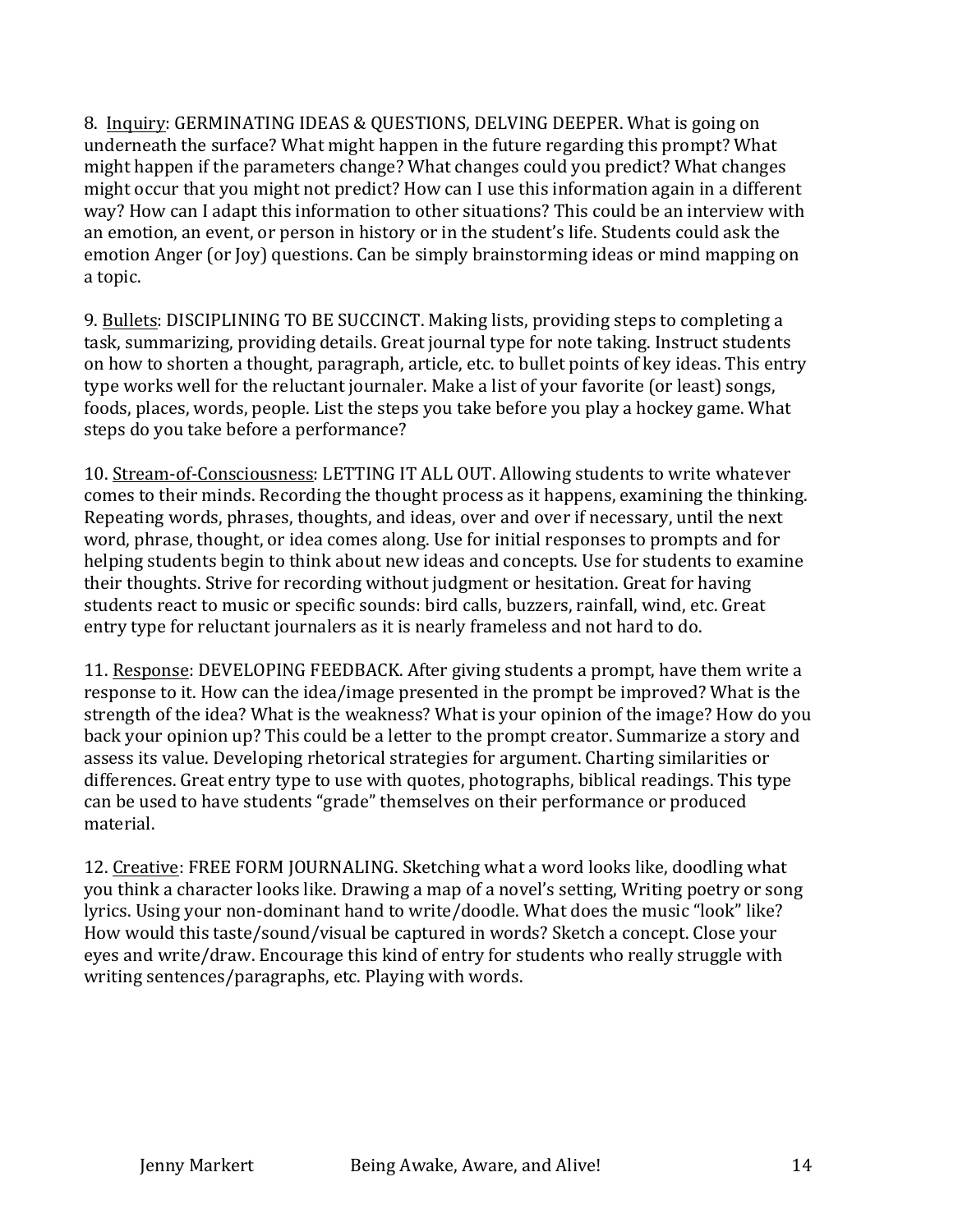8. <u>Inquiry</u>: GERMINATING IDEAS & QUESTIONS, DELVING DEEPER. What is going on underneath the surface? What might happen in the future regarding this prompt? What might happen if the parameters change? What changes could you predict? What changes might occur that you might not predict? How can I use this information again in a different way? How can I adapt this information to other situations? This could be an interview with an emotion, an event, or person in history or in the student's life. Students could ask the emotion Anger (or Joy) questions. Can be simply brainstorming ideas or mind mapping on a topic.

9. <u>Bullets</u>: DISCIPLINING TO BE SUCCINCT. Making lists, providing steps to completing a task, summarizing, providing details. Great journal type for note taking. Instruct students on how to shorten a thought, paragraph, article, etc. to bullet points of key ideas. This entry type works well for the reluctant journaler. Make a list of your favorite (or least) songs, foods, places, words, people. List the steps you take before you play a hockey game. What steps do you take before a performance?

10. <u>Stream-of-Consciousness</u>: LETTING IT ALL OUT. Allowing students to write whatever comes to their minds. Recording the thought process as it happens, examining the thinking. Repeating words, phrases, thoughts, and ideas, over and over if necessary, until the next word, phrase, thought, or idea comes along. Use for initial responses to prompts and for helping students begin to think about new ideas and concepts. Use for students to examine their thoughts. Strive for recording without judgment or hesitation. Great for having students react to music or specific sounds: bird calls, buzzers, rainfall, wind, etc. Great entry type for reluctant journalers as it is nearly frameless and not hard to do.

11. <u>Response</u>: DEVELOPING FEEDBACK. After giving students a prompt, have them write a response to it. How can the idea/image presented in the prompt be improved? What is the strength of the idea? What is the weakness? What is your opinion of the image? How do you back your opinion up? This could be a letter to the prompt creator. Summarize a story and assess its value. Developing rhetorical strategies for argument. Charting similarities or differences. Great entry type to use with quotes, photographs, biblical readings. This type can be used to have students "grade" themselves on their performance or produced material.

12. <u>Creative</u>: FREE FORM JOURNALING. Sketching what a word looks like, doodling what you think a character looks like. Drawing a map of a novel's setting, Writing poetry or song lyrics. Using your non-dominant hand to write/doodle. What does the music "look" like? How would this taste/sound/visual be captured in words? Sketch a concept. Close your eyes and write/draw. Encourage this kind of entry for students who really struggle with writing sentences/paragraphs, etc. Playing with words.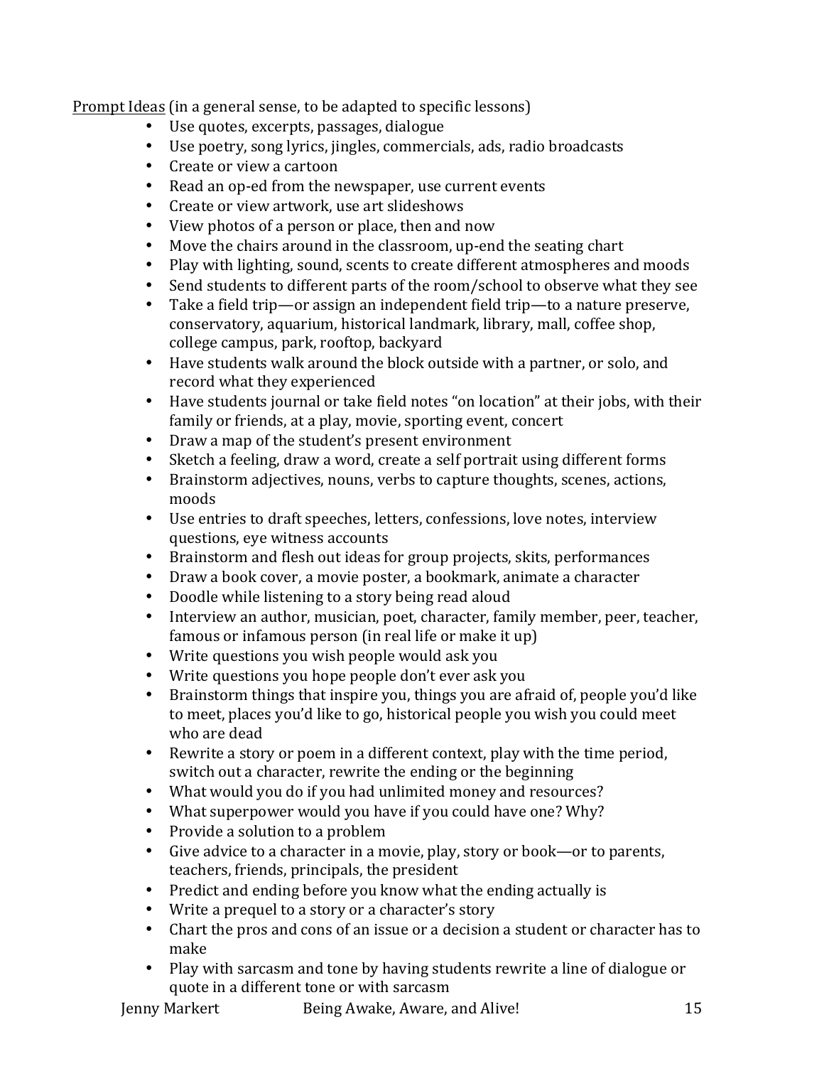<u>Prompt Ideas</u> (in a general sense, to be adapted to specific lessons)

- Use quotes, excerpts, passages, dialogue
- Use poetry, song lyrics, jingles, commercials, ads, radio broadcasts
- Create or view a cartoon
- Read an op-ed from the newspaper, use current events
- Create or view artwork, use art slideshows
- View photos of a person or place, then and now
- Move the chairs around in the classroom, up-end the seating chart
- Play with lighting, sound, scents to create different atmospheres and moods
- Send students to different parts of the room/school to observe what they see
- Take a field trip—or assign an independent field trip—to a nature preserve, conservatory, aquarium, historical landmark, library, mall, coffee shop, college campus, park, rooftop, backyard
- Have students walk around the block outside with a partner, or solo, and record what they experienced
- Have students journal or take field notes "on location" at their jobs, with their family or friends, at a play, movie, sporting event, concert
- Draw a map of the student's present environment
- Sketch a feeling, draw a word, create a self portrait using different forms
- Brainstorm adjectives, nouns, verbs to capture thoughts, scenes, actions, moods
- Use entries to draft speeches, letters, confessions, love notes, interview questions, eye witness accounts
- Brainstorm and flesh out ideas for group projects, skits, performances
- Draw a book cover, a movie poster, a bookmark, animate a character
- Doodle while listening to a story being read aloud
- Interview an author, musician, poet, character, family member, peer, teacher, famous or infamous person (in real life or make it up)
- Write questions you wish people would ask you
- Write questions you hope people don't ever ask you
- Brainstorm things that inspire you, things you are afraid of, people you'd like to meet, places you'd like to go, historical people you wish you could meet who are dead
- Rewrite a story or poem in a different context, play with the time period, switch out a character, rewrite the ending or the beginning
- What would you do if you had unlimited money and resources?
- What superpower would you have if you could have one? Why?
- Provide a solution to a problem
- Give advice to a character in a movie, play, story or book—or to parents, teachers, friends, principals, the president
- Predict and ending before you know what the ending actually is
- Write a prequel to a story or a character's story
- Chart the pros and cons of an issue or a decision a student or character has to make
- Play with sarcasm and tone by having students rewrite a line of dialogue or quote in a different tone or with sarcasm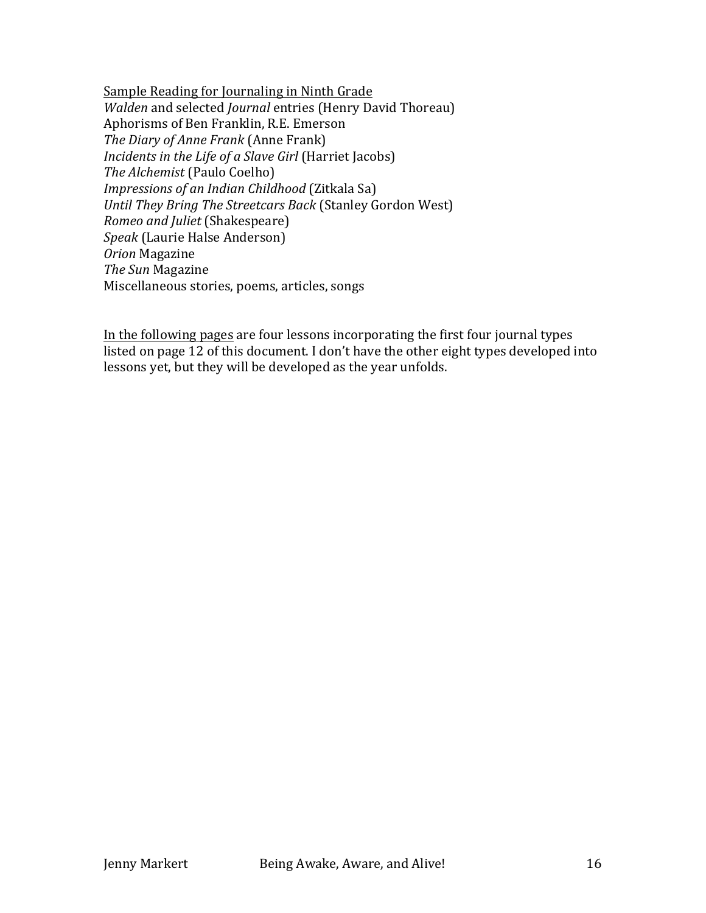<u>Sample Reading for Journaling in Ninth Grade</u>

*Walden* and selected *Journal* entries (Henry David Thoreau)
Aphorisms of Ben Franklin, R.E. Emerson
*The Diary of Anne Frank* (Anne Frank)
*Incidents in the Life of a Slave Girl* (Harriet Jacobs)
*The Alchemist* (Paulo Coelho)
*Impressions of an Indian Childhood* (Zitkala Sa)
*Until They Bring The Streetcars Back* (Stanley Gordon West)
*Romeo and Juliet* (Shakespeare)
*Speak* (Laurie Halse Anderson)
*Orion* Magazine
*The Sun* Magazine
Miscellaneous stories, poems, articles, songs

<u>In the following pages</u> are four lessons incorporating the first four journal types listed on page 12 of this document. I don't have the other eight types developed into lessons yet, but they will be developed as the year unfolds.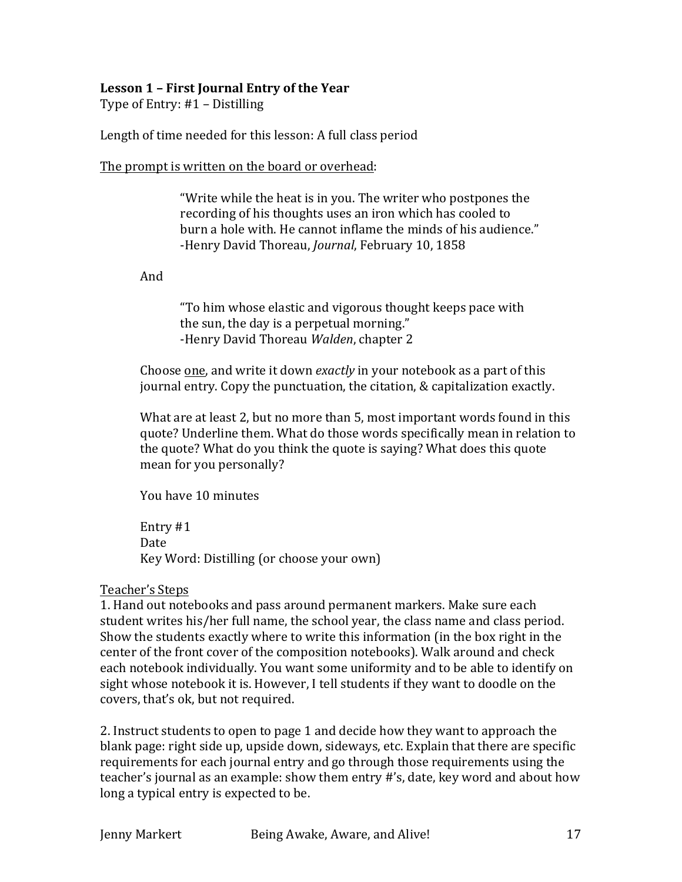**Lesson 1 – First Journal Entry of the Year**
Type of Entry: #1 – Distilling

Length of time needed for this lesson: A full class period

<u>The prompt is written on the board or overhead</u>:

> "Write while the heat is in you. The writer who postpones the recording of his thoughts uses an iron which has cooled to burn a hole with. He cannot inflame the minds of his audience."
> -Henry David Thoreau, *Journal*, February 10, 1858

And

> "To him whose elastic and vigorous thought keeps pace with the sun, the day is a perpetual morning."
> -Henry David Thoreau *Walden*, chapter 2

Choose <u>one</u>, and write it down *exactly* in your notebook as a part of this journal entry. Copy the punctuation, the citation, & capitalization exactly.

What are at least 2, but no more than 5, most important words found in this quote? Underline them. What do those words specifically mean in relation to the quote? What do you think the quote is saying? What does this quote mean for you personally?

You have 10 minutes

Entry #1
Date
Key Word: Distilling (or choose your own)

<u>Teacher's Steps</u>

1. Hand out notebooks and pass around permanent markers. Make sure each student writes his/her full name, the school year, the class name and class period. Show the students exactly where to write this information (in the box right in the center of the front cover of the composition notebooks). Walk around and check each notebook individually. You want some uniformity and to be able to identify on sight whose notebook it is. However, I tell students if they want to doodle on the covers, that's ok, but not required.

2. Instruct students to open to page 1 and decide how they want to approach the blank page: right side up, upside down, sideways, etc. Explain that there are specific requirements for each journal entry and go through those requirements using the teacher's journal as an example: show them entry #'s, date, key word and about how long a typical entry is expected to be.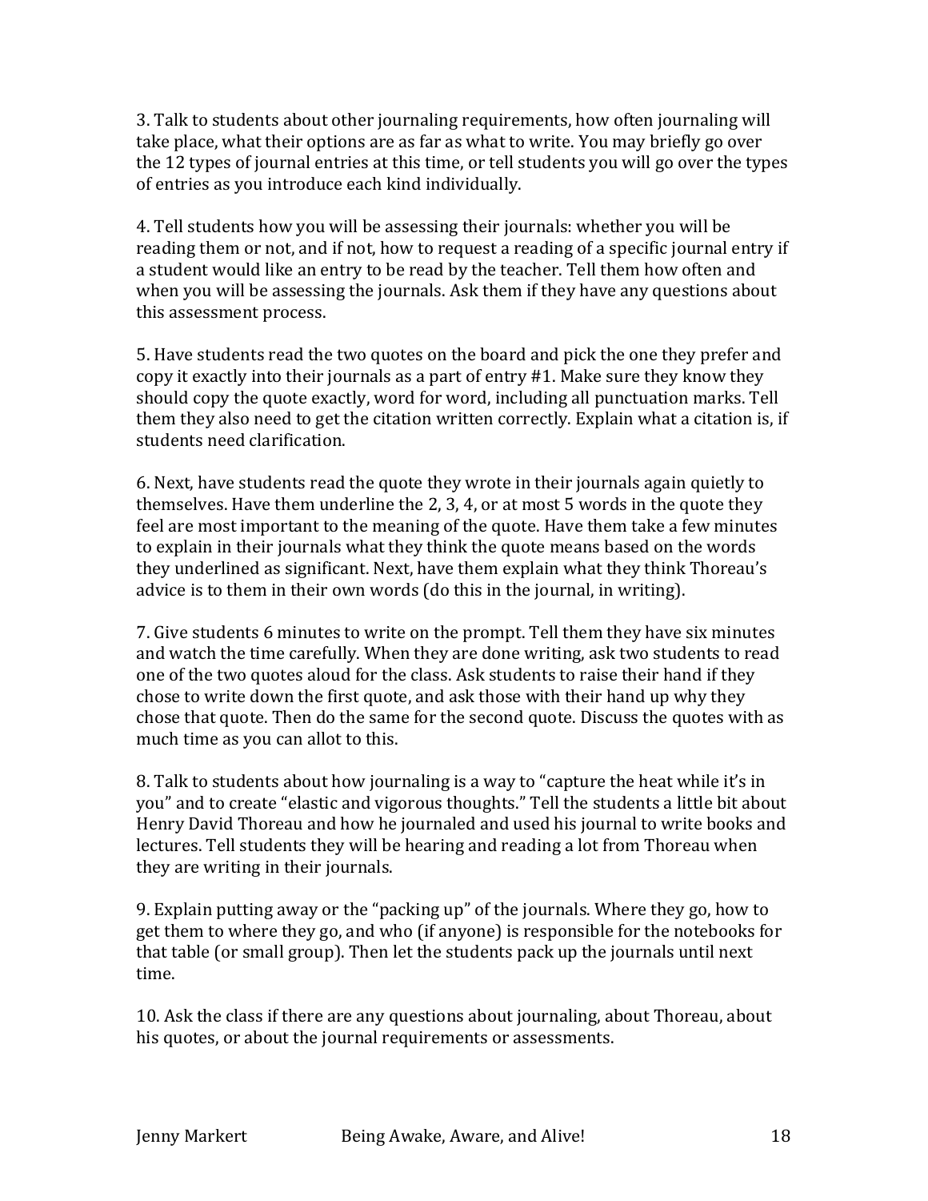3. Talk to students about other journaling requirements, how often journaling will take place, what their options are as far as what to write. You may briefly go over the 12 types of journal entries at this time, or tell students you will go over the types of entries as you introduce each kind individually.

4. Tell students how you will be assessing their journals: whether you will be reading them or not, and if not, how to request a reading of a specific journal entry if a student would like an entry to be read by the teacher. Tell them how often and when you will be assessing the journals. Ask them if they have any questions about this assessment process.

5. Have students read the two quotes on the board and pick the one they prefer and copy it exactly into their journals as a part of entry #1. Make sure they know they should copy the quote exactly, word for word, including all punctuation marks. Tell them they also need to get the citation written correctly. Explain what a citation is, if students need clarification.

6. Next, have students read the quote they wrote in their journals again quietly to themselves. Have them underline the 2, 3, 4, or at most 5 words in the quote they feel are most important to the meaning of the quote. Have them take a few minutes to explain in their journals what they think the quote means based on the words they underlined as significant. Next, have them explain what they think Thoreau's advice is to them in their own words (do this in the journal, in writing).

7. Give students 6 minutes to write on the prompt. Tell them they have six minutes and watch the time carefully. When they are done writing, ask two students to read one of the two quotes aloud for the class. Ask students to raise their hand if they chose to write down the first quote, and ask those with their hand up why they chose that quote. Then do the same for the second quote. Discuss the quotes with as much time as you can allot to this.

8. Talk to students about how journaling is a way to "capture the heat while it's in you" and to create "elastic and vigorous thoughts." Tell the students a little bit about Henry David Thoreau and how he journaled and used his journal to write books and lectures. Tell students they will be hearing and reading a lot from Thoreau when they are writing in their journals.

9. Explain putting away or the "packing up" of the journals. Where they go, how to get them to where they go, and who (if anyone) is responsible for the notebooks for that table (or small group). Then let the students pack up the journals until next time.

10. Ask the class if there are any questions about journaling, about Thoreau, about his quotes, or about the journal requirements or assessments.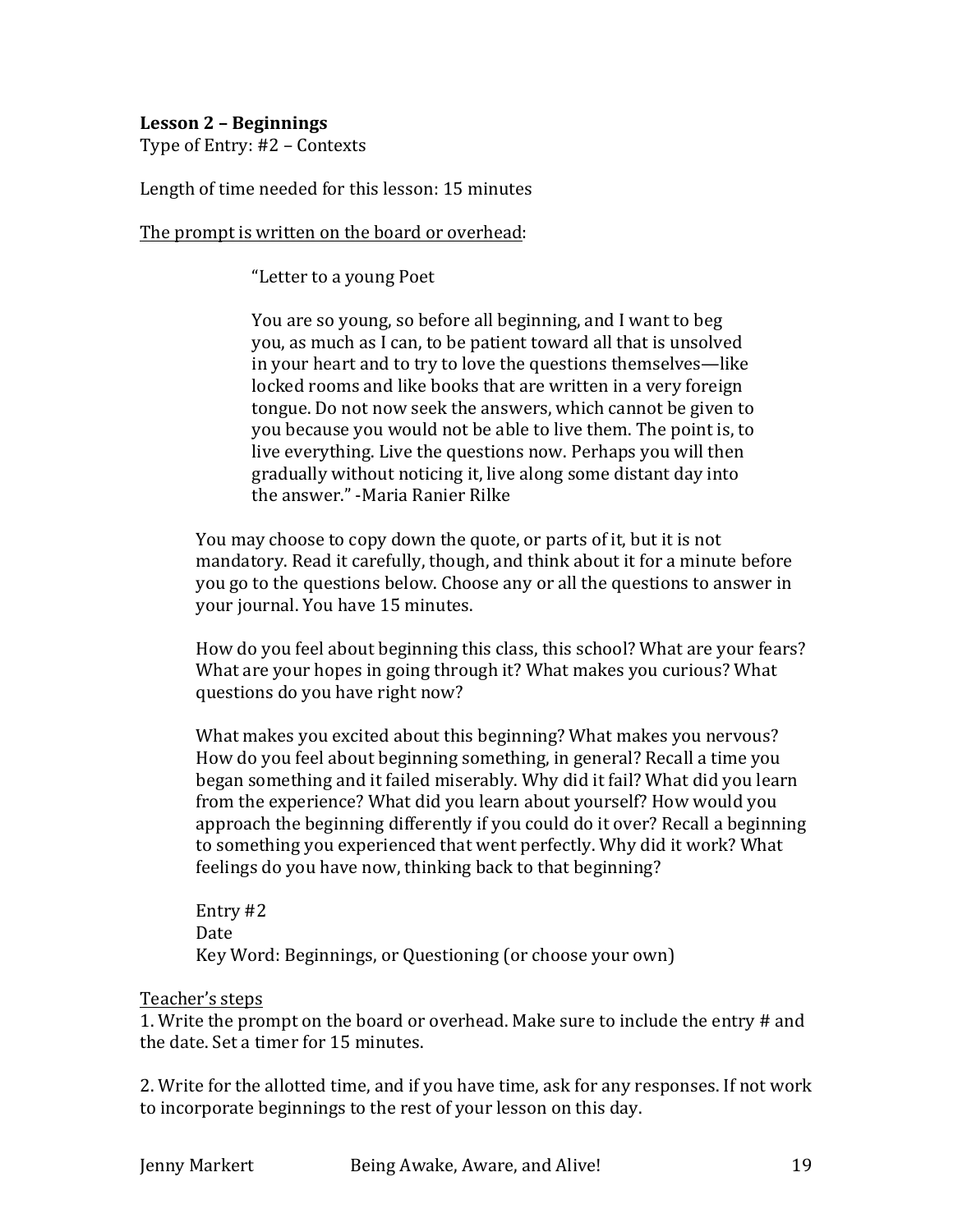**Lesson 2 – Beginnings**
Type of Entry: #2 – Contexts

Length of time needed for this lesson: 15 minutes

<u>The prompt is written on the board or overhead</u>:

> "Letter to a young Poet
>
> You are so young, so before all beginning, and I want to beg you, as much as I can, to be patient toward all that is unsolved in your heart and to try to love the questions themselves—like locked rooms and like books that are written in a very foreign tongue. Do not now seek the answers, which cannot be given to you because you would not be able to live them. The point is, to live everything. Live the questions now. Perhaps you will then gradually without noticing it, live along some distant day into the answer." -Maria Ranier Rilke

You may choose to copy down the quote, or parts of it, but it is not mandatory. Read it carefully, though, and think about it for a minute before you go to the questions below. Choose any or all the questions to answer in your journal. You have 15 minutes.

How do you feel about beginning this class, this school? What are your fears? What are your hopes in going through it? What makes you curious? What questions do you have right now?

What makes you excited about this beginning? What makes you nervous? How do you feel about beginning something, in general? Recall a time you began something and it failed miserably. Why did it fail? What did you learn from the experience? What did you learn about yourself? How would you approach the beginning differently if you could do it over? Recall a beginning to something you experienced that went perfectly. Why did it work? What feelings do you have now, thinking back to that beginning?

Entry #2
Date
Key Word: Beginnings, or Questioning (or choose your own)

<u>Teacher's steps</u>

1. Write the prompt on the board or overhead. Make sure to include the entry # and the date. Set a timer for 15 minutes.

2. Write for the allotted time, and if you have time, ask for any responses. If not work to incorporate beginnings to the rest of your lesson on this day.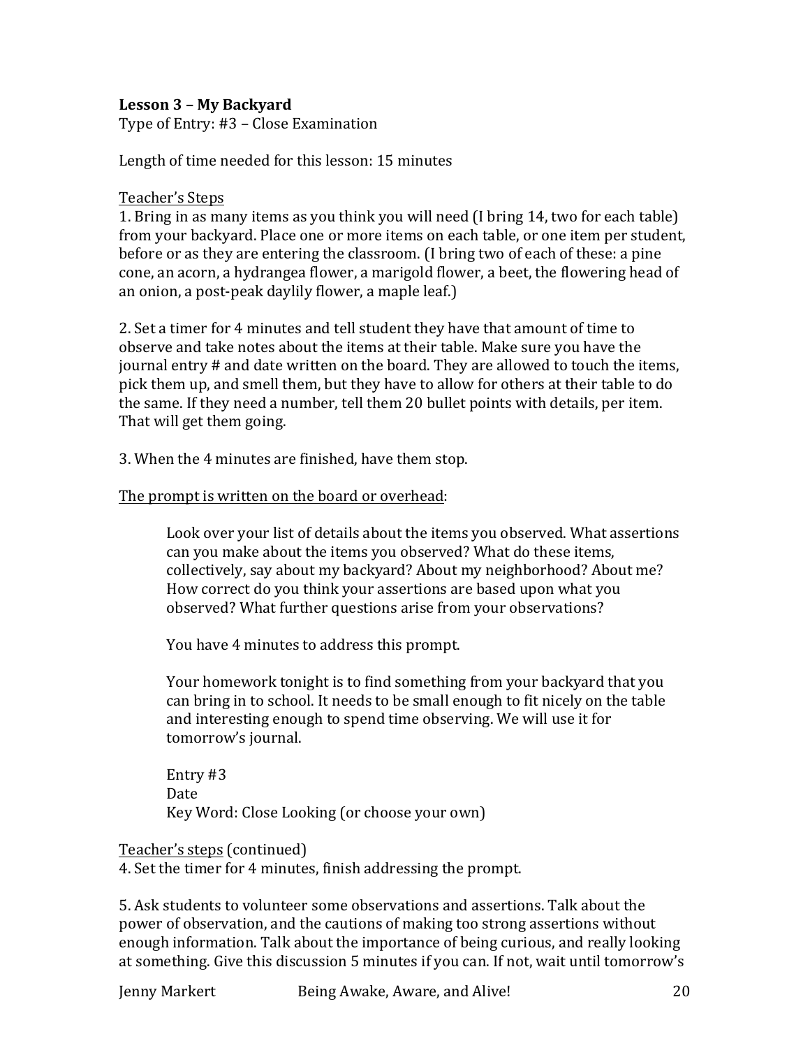**Lesson 3 – My Backyard**
Type of Entry: #3 – Close Examination

Length of time needed for this lesson: 15 minutes

Teacher's Steps

1. Bring in as many items as you think you will need (I bring 14, two for each table) from your backyard. Place one or more items on each table, or one item per student, before or as they are entering the classroom. (I bring two of each of these: a pine cone, an acorn, a hydrangea flower, a marigold flower, a beet, the flowering head of an onion, a post-peak daylily flower, a maple leaf.)

2. Set a timer for 4 minutes and tell student they have that amount of time to observe and take notes about the items at their table. Make sure you have the journal entry # and date written on the board. They are allowed to touch the items, pick them up, and smell them, but they have to allow for others at their table to do the same. If they need a number, tell them 20 bullet points with details, per item. That will get them going.

3. When the 4 minutes are finished, have them stop.

The prompt is written on the board or overhead:

> Look over your list of details about the items you observed. What assertions can you make about the items you observed? What do these items, collectively, say about my backyard? About my neighborhood? About me? How correct do you think your assertions are based upon what you observed? What further questions arise from your observations?
>
> You have 4 minutes to address this prompt.
>
> Your homework tonight is to find something from your backyard that you can bring in to school. It needs to be small enough to fit nicely on the table and interesting enough to spend time observing. We will use it for tomorrow's journal.
>
> Entry #3
> Date
> Key Word: Close Looking (or choose your own)

Teacher's steps (continued)

4. Set the timer for 4 minutes, finish addressing the prompt.

5. Ask students to volunteer some observations and assertions. Talk about the power of observation, and the cautions of making too strong assertions without enough information. Talk about the importance of being curious, and really looking at something. Give this discussion 5 minutes if you can. If not, wait until tomorrow's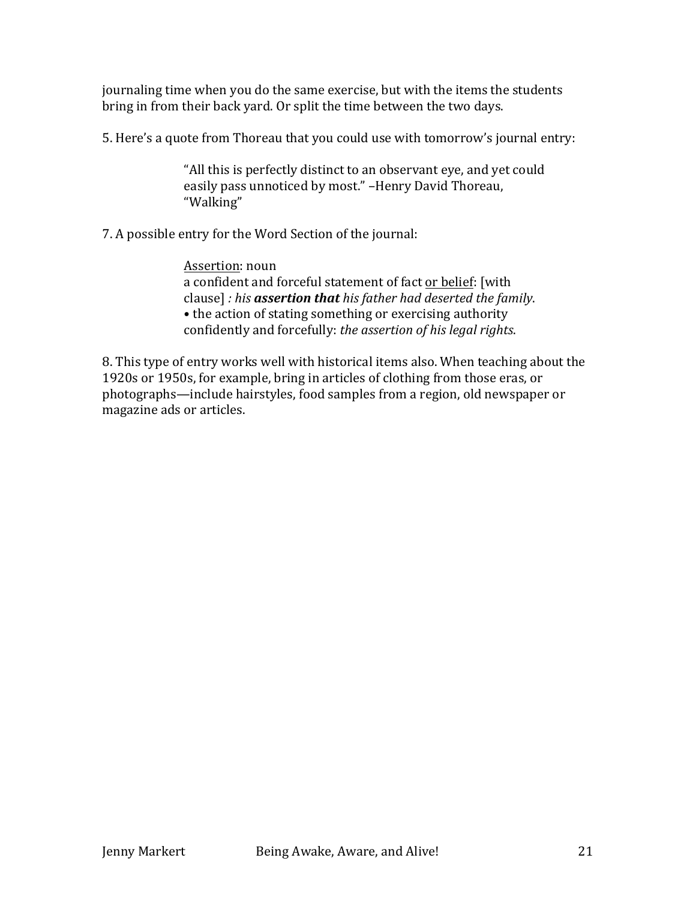journaling time when you do the same exercise, but with the items the students bring in from their back yard. Or split the time between the two days.

5. Here's a quote from Thoreau that you could use with tomorrow's journal entry:

> "All this is perfectly distinct to an observant eye, and yet could easily pass unnoticed by most." –Henry David Thoreau, "Walking"

7. A possible entry for the Word Section of the journal:

> <u>Assertion</u>: noun
> a confident and forceful statement of fact <u>or belief</u>: [with clause] *: his **assertion that** his father had deserted the family*.
> • the action of stating something or exercising authority confidently and forcefully: *the assertion of his legal rights*.

8. This type of entry works well with historical items also. When teaching about the 1920s or 1950s, for example, bring in articles of clothing from those eras, or photographs—include hairstyles, food samples from a region, old newspaper or magazine ads or articles.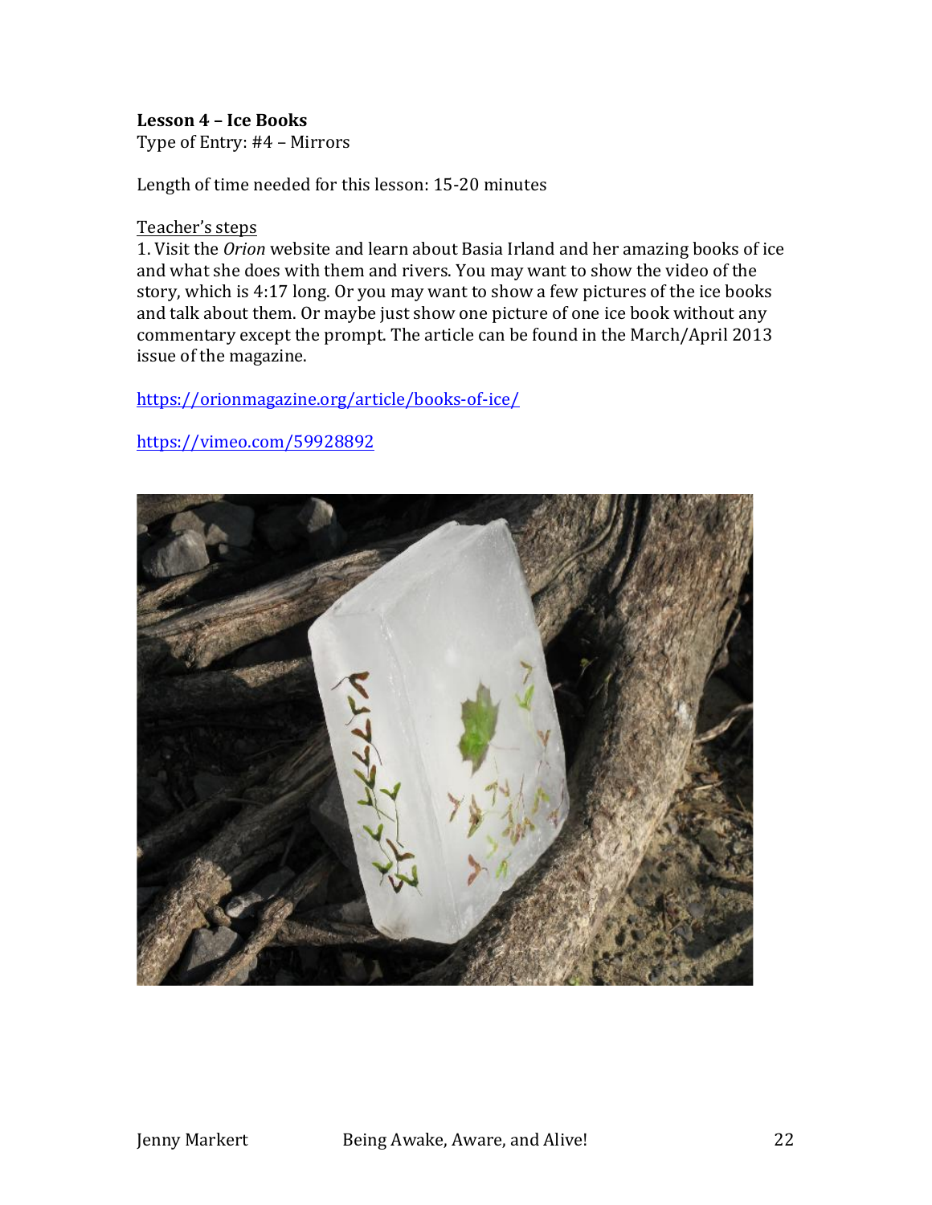**Lesson 4 – Ice Books**
Type of Entry: #4 – Mirrors

Length of time needed for this lesson: 15-20 minutes

Teacher's steps

1. Visit the *Orion* website and learn about Basia Irland and her amazing books of ice and what she does with them and rivers. You may want to show the video of the story, which is 4:17 long. Or you may want to show a few pictures of the ice books and talk about them. Or maybe just show one picture of one ice book without any commentary except the prompt. The article can be found in the March/April 2013 issue of the magazine.

https://orionmagazine.org/article/books-of-ice/

https://vimeo.com/59928892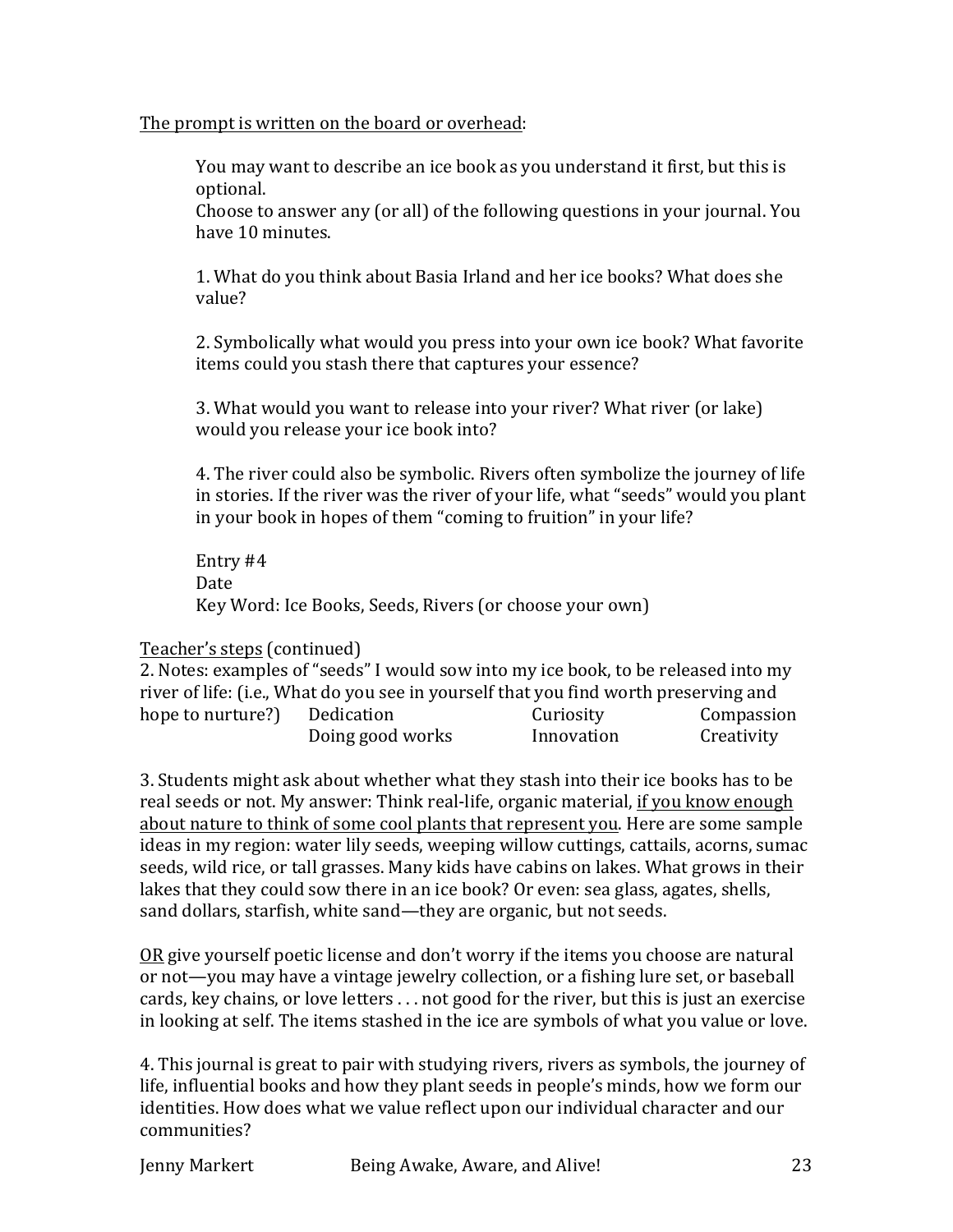The prompt is written on the board or overhead:

> You may want to describe an ice book as you understand it first, but this is optional.
> Choose to answer any (or all) of the following questions in your journal. You have 10 minutes.
>
> 1. What do you think about Basia Irland and her ice books? What does she value?
>
> 2. Symbolically what would you press into your own ice book? What favorite items could you stash there that captures your essence?
>
> 3. What would you want to release into your river? What river (or lake) would you release your ice book into?
>
> 4. The river could also be symbolic. Rivers often symbolize the journey of life in stories. If the river was the river of your life, what "seeds" would you plant in your book in hopes of them "coming to fruition" in your life?
>
> Entry #4
> Date
> Key Word: Ice Books, Seeds, Rivers (or choose your own)

Teacher's steps (continued)

2. Notes: examples of "seeds" I would sow into my ice book, to be released into my river of life: (i.e., What do you see in yourself that you find worth preserving and hope to nurture?)

| | | |
|---|---|---|
| Dedication | Curiosity | Compassion |
| Doing good works | Innovation | Creativity |

3. Students might ask about whether what they stash into their ice books has to be real seeds or not. My answer: Think real-life, organic material, if you know enough about nature to think of some cool plants that represent you. Here are some sample ideas in my region: water lily seeds, weeping willow cuttings, cattails, acorns, sumac seeds, wild rice, or tall grasses. Many kids have cabins on lakes. What grows in their lakes that they could sow there in an ice book? Or even: sea glass, agates, shells, sand dollars, starfish, white sand—they are organic, but not seeds.

OR give yourself poetic license and don't worry if the items you choose are natural or not—you may have a vintage jewelry collection, or a fishing lure set, or baseball cards, key chains, or love letters . . . not good for the river, but this is just an exercise in looking at self. The items stashed in the ice are symbols of what you value or love.

4. This journal is great to pair with studying rivers, rivers as symbols, the journey of life, influential books and how they plant seeds in people's minds, how we form our identities. How does what we value reflect upon our individual character and our communities?